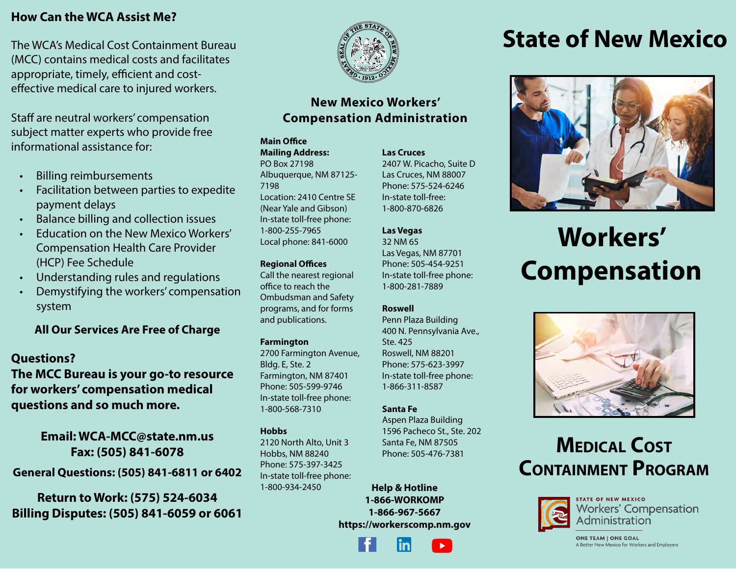## How Can the WCA Assist Me?

The WCA's Medical Cost Containment Bureau (MCC) contains medical costs and facilitates appropriate, timely, efficient and cost-effective medical care to injured workers.

Staff are neutral workers' compensation subject matter experts who provide free informational assistance for:

- Billing reimbursements
- Facilitation between parties to expedite payment delays
- Balance billing and collection issues
- Education on the New Mexico Workers' Compensation Health Care Provider (HCP) Fee Schedule
- Understanding rules and regulations
- Demystifying the workers' compensation system

**All Our Services Are Free of Charge**

## Questions?
## The MCC Bureau is your go-to resource for workers' compensation medical questions and so much more.

**Email: WCA-MCC@state.nm.us**
**Fax: (505) 841-6078**

**General Questions: (505) 841-6811 or 6402**

**Return to Work: (575) 524-6034**
**Billing Disputes: (505) 841-6059 or 6061**

## New Mexico Workers' Compensation Administration

**Main Office**
**Mailing Address:**
PO Box 27198
Albuquerque, NM 87125-7198
Location: 2410 Centre SE
(Near Yale and Gibson)
In-state toll-free phone:
1-800-255-7965
Local phone: 841-6000

**Regional Offices**
Call the nearest regional office to reach the Ombudsman and Safety programs, and for forms and publications.

**Farmington**
2700 Farmington Avenue, Bldg. E, Ste. 2
Farmington, NM 87401
Phone: 505-599-9746
In-state toll-free phone:
1-800-568-7310

**Hobbs**
2120 North Alto, Unit 3
Hobbs, NM 88240
Phone: 575-397-3425
In-state toll-free phone:
1-800-934-2450

**Las Cruces**
2407 W. Picacho, Suite D
Las Cruces, NM 88007
Phone: 575-524-6246
In-state toll-free:
1-800-870-6826

**Las Vegas**
32 NM 65
Las Vegas, NM 87701
Phone: 505-454-9251
In-state toll-free phone:
1-800-281-7889

**Roswell**
Penn Plaza Building
400 N. Pennsylvania Ave., Ste. 425
Roswell, NM 88201
Phone: 575-623-3997
In-state toll-free phone:
1-866-311-8587

**Santa Fe**
Aspen Plaza Building
1596 Pacheco St., Ste. 202
Santa Fe, NM 87505
Phone: 505-476-7381

**Help & Hotline**
**1-866-WORKOMP**
**1-866-967-5667**
**https://workerscomp.nm.gov**

# State of New Mexico

# Workers' Compensation

# Medical Cost Containment Program

STATE OF NEW MEXICO
Workers' Compensation Administration

ONE TEAM | ONE GOAL
A Better New Mexico for Workers and Employers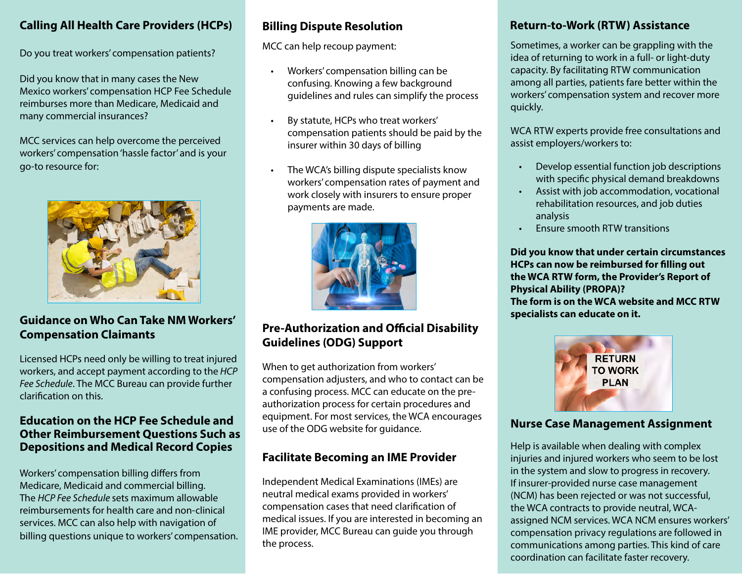## Calling All Health Care Providers (HCPs)

Do you treat workers' compensation patients?

Did you know that in many cases the New Mexico workers' compensation HCP Fee Schedule reimburses more than Medicare, Medicaid and many commercial insurances?

MCC services can help overcome the perceived workers' compensation 'hassle factor' and is your go-to resource for:

## Guidance on Who Can Take NM Workers' Compensation Claimants

Licensed HCPs need only be willing to treat injured workers, and accept payment according to the *HCP Fee Schedule*. The MCC Bureau can provide further clarification on this.

## Education on the HCP Fee Schedule and Other Reimbursement Questions Such as Depositions and Medical Record Copies

Workers' compensation billing differs from Medicare, Medicaid and commercial billing. The *HCP Fee Schedule* sets maximum allowable reimbursements for health care and non-clinical services. MCC can also help with navigation of billing questions unique to workers' compensation.

## Billing Dispute Resolution

MCC can help recoup payment:

- Workers' compensation billing can be confusing. Knowing a few background guidelines and rules can simplify the process
- By statute, HCPs who treat workers' compensation patients should be paid by the insurer within 30 days of billing
- The WCA's billing dispute specialists know workers' compensation rates of payment and work closely with insurers to ensure proper payments are made.

## Pre-Authorization and Official Disability Guidelines (ODG) Support

When to get authorization from workers' compensation adjusters, and who to contact can be a confusing process. MCC can educate on the pre-authorization process for certain procedures and equipment. For most services, the WCA encourages use of the ODG website for guidance.

## Facilitate Becoming an IME Provider

Independent Medical Examinations (IMEs) are neutral medical exams provided in workers' compensation cases that need clarification of medical issues. If you are interested in becoming an IME provider, MCC Bureau can guide you through the process.

## Return-to-Work (RTW) Assistance

Sometimes, a worker can be grappling with the idea of returning to work in a full- or light-duty capacity. By facilitating RTW communication among all parties, patients fare better within the workers' compensation system and recover more quickly.

WCA RTW experts provide free consultations and assist employers/workers to:

- Develop essential function job descriptions with specific physical demand breakdowns
- Assist with job accommodation, vocational rehabilitation resources, and job duties analysis
- Ensure smooth RTW transitions

**Did you know that under certain circumstances HCPs can now be reimbursed for filling out the WCA RTW form, the Provider's Report of Physical Ability (PROPA)?**
**The form is on the WCA website and MCC RTW specialists can educate on it.**

## Nurse Case Management Assignment

Help is available when dealing with complex injuries and injured workers who seem to be lost in the system and slow to progress in recovery. If insurer-provided nurse case management (NCM) has been rejected or was not successful, the WCA contracts to provide neutral, WCA-assigned NCM services. WCA NCM ensures workers' compensation privacy regulations are followed in communications among parties. This kind of care coordination can facilitate faster recovery.